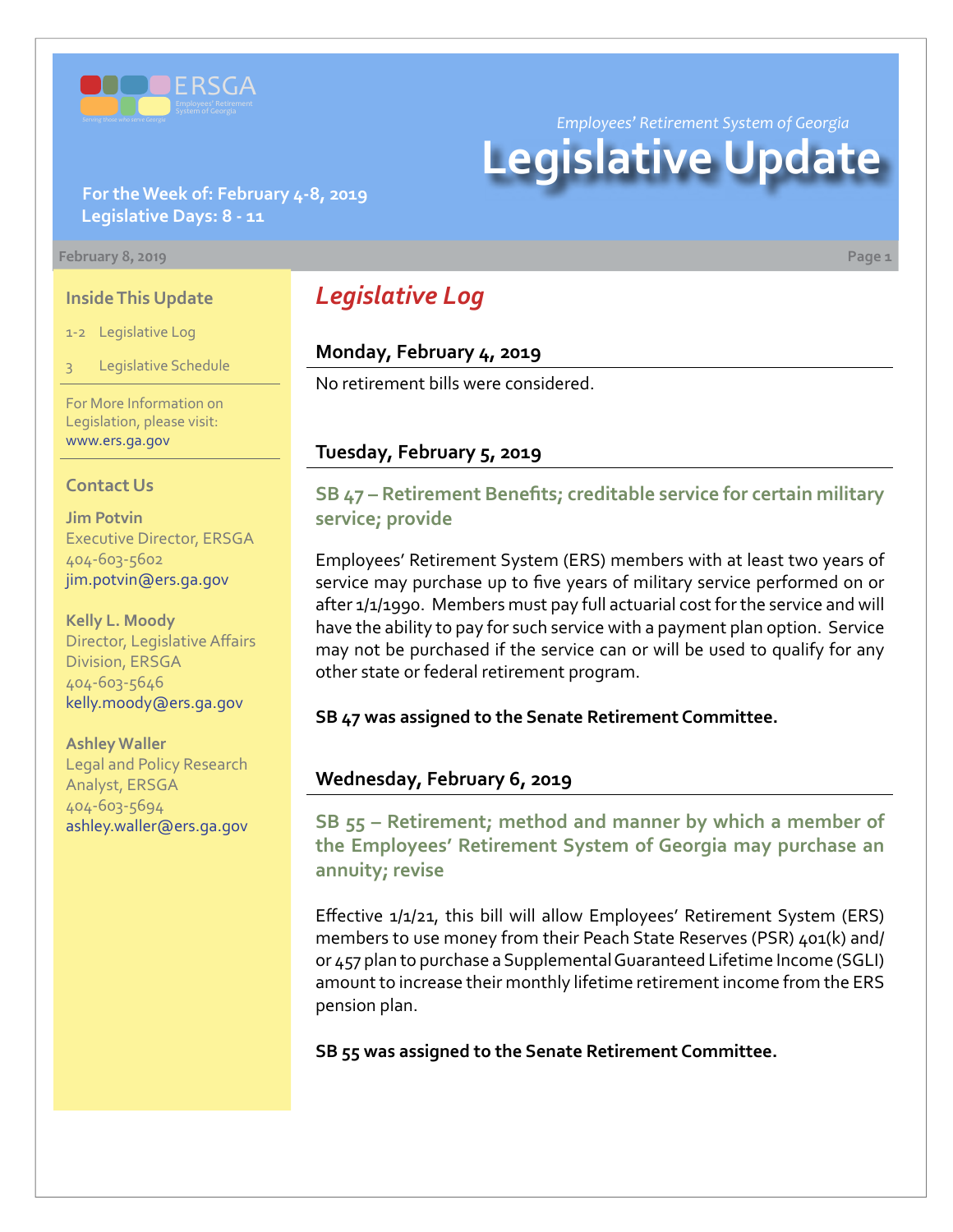*Employees' Retirement System of Georgia*

# Legislative Update

**For the Week of: February 4-8, 2019**
**Legislative Days: 8 - 11**

February 8, 2019

### Inside This Update

1-2 Legislative Log

3 Legislative Schedule

For More Information on Legislation, please visit: www.ers.ga.gov

### Contact Us

**Jim Potvin**
Executive Director, ERSGA
404-603-5602
jim.potvin@ers.ga.gov

**Kelly L. Moody**
Director, Legislative Affairs Division, ERSGA
404-603-5646
kelly.moody@ers.ga.gov

**Ashley Waller**
Legal and Policy Research Analyst, ERSGA
404-603-5694
ashley.waller@ers.ga.gov

## *Legislative Log*

### Monday, February 4, 2019

No retirement bills were considered.

### Tuesday, February 5, 2019

#### SB 47 – Retirement Benefits; creditable service for certain military service; provide

Employees' Retirement System (ERS) members with at least two years of service may purchase up to five years of military service performed on or after 1/1/1990. Members must pay full actuarial cost for the service and will have the ability to pay for such service with a payment plan option. Service may not be purchased if the service can or will be used to qualify for any other state or federal retirement program.

**SB 47 was assigned to the Senate Retirement Committee.**

### Wednesday, February 6, 2019

#### SB 55 – Retirement; method and manner by which a member of the Employees' Retirement System of Georgia may purchase an annuity; revise

Effective 1/1/21, this bill will allow Employees' Retirement System (ERS) members to use money from their Peach State Reserves (PSR) 401(k) and/or 457 plan to purchase a Supplemental Guaranteed Lifetime Income (SGLI) amount to increase their monthly lifetime retirement income from the ERS pension plan.

**SB 55 was assigned to the Senate Retirement Committee.**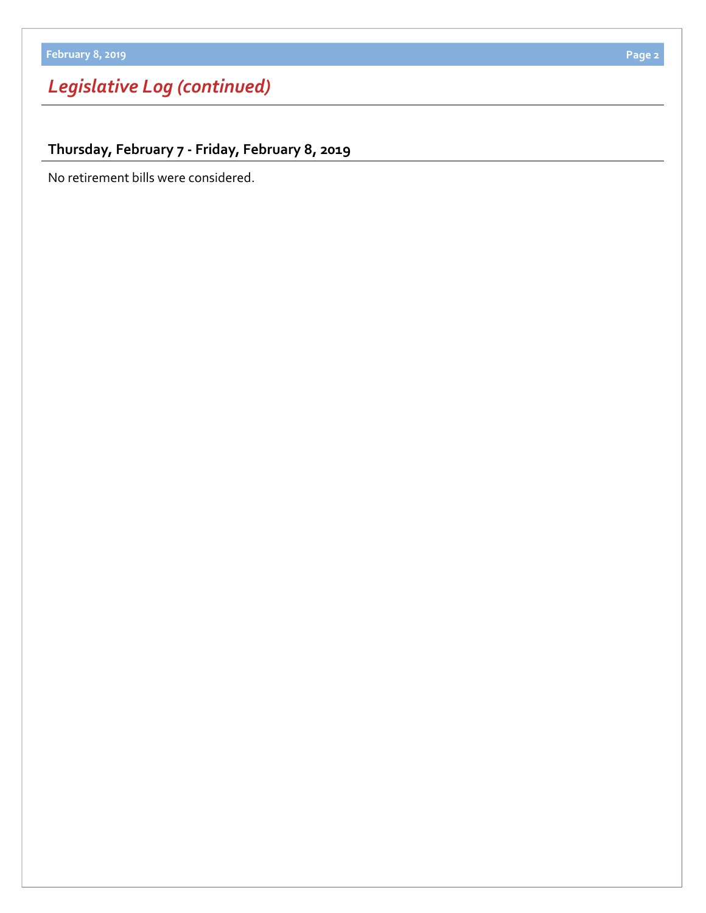# *Legislative Log (continued)*

## Thursday, February 7 - Friday, February 8, 2019

No retirement bills were considered.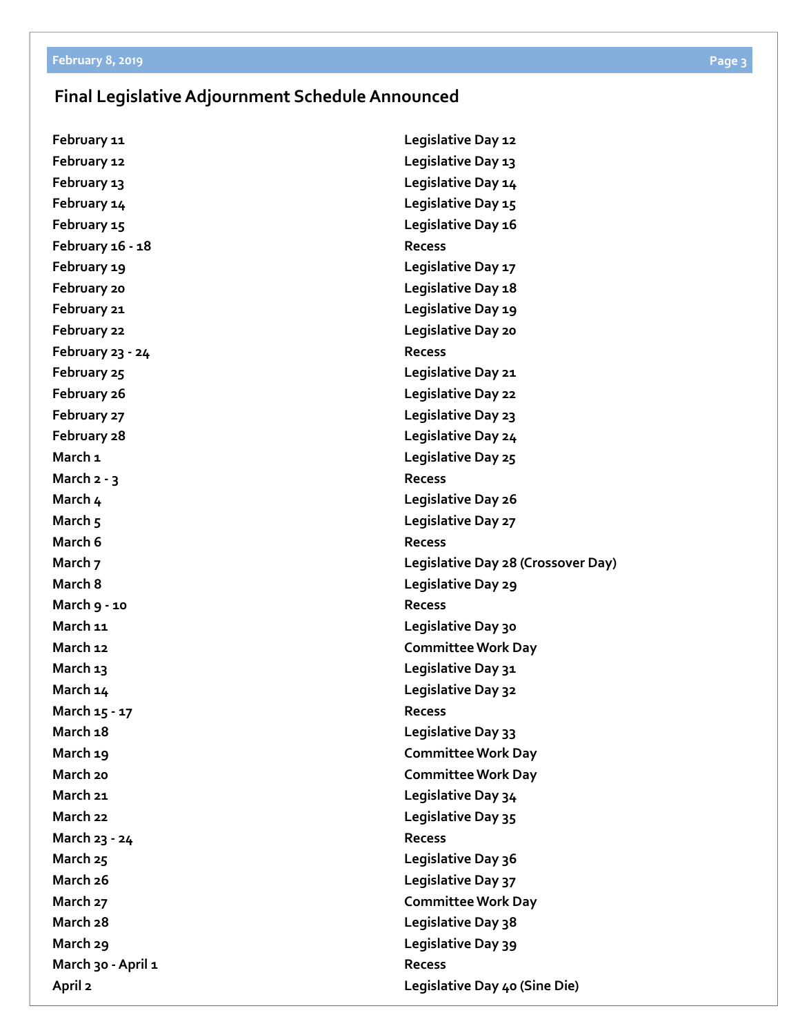## Final Legislative Adjournment Schedule Announced

| | |
|---|---|
| **February 11** | **Legislative Day 12** |
| **February 12** | **Legislative Day 13** |
| **February 13** | **Legislative Day 14** |
| **February 14** | **Legislative Day 15** |
| **February 15** | **Legislative Day 16** |
| **February 16 - 18** | **Recess** |
| **February 19** | **Legislative Day 17** |
| **February 20** | **Legislative Day 18** |
| **February 21** | **Legislative Day 19** |
| **February 22** | **Legislative Day 20** |
| **February 23 - 24** | **Recess** |
| **February 25** | **Legislative Day 21** |
| **February 26** | **Legislative Day 22** |
| **February 27** | **Legislative Day 23** |
| **February 28** | **Legislative Day 24** |
| **March 1** | **Legislative Day 25** |
| **March 2 - 3** | **Recess** |
| **March 4** | **Legislative Day 26** |
| **March 5** | **Legislative Day 27** |
| **March 6** | **Recess** |
| **March 7** | **Legislative Day 28 (Crossover Day)** |
| **March 8** | **Legislative Day 29** |
| **March 9 - 10** | **Recess** |
| **March 11** | **Legislative Day 30** |
| **March 12** | **Committee Work Day** |
| **March 13** | **Legislative Day 31** |
| **March 14** | **Legislative Day 32** |
| **March 15 - 17** | **Recess** |
| **March 18** | **Legislative Day 33** |
| **March 19** | **Committee Work Day** |
| **March 20** | **Committee Work Day** |
| **March 21** | **Legislative Day 34** |
| **March 22** | **Legislative Day 35** |
| **March 23 - 24** | **Recess** |
| **March 25** | **Legislative Day 36** |
| **March 26** | **Legislative Day 37** |
| **March 27** | **Committee Work Day** |
| **March 28** | **Legislative Day 38** |
| **March 29** | **Legislative Day 39** |
| **March 30 - April 1** | **Recess** |
| **April 2** | **Legislative Day 40 (Sine Die)** |